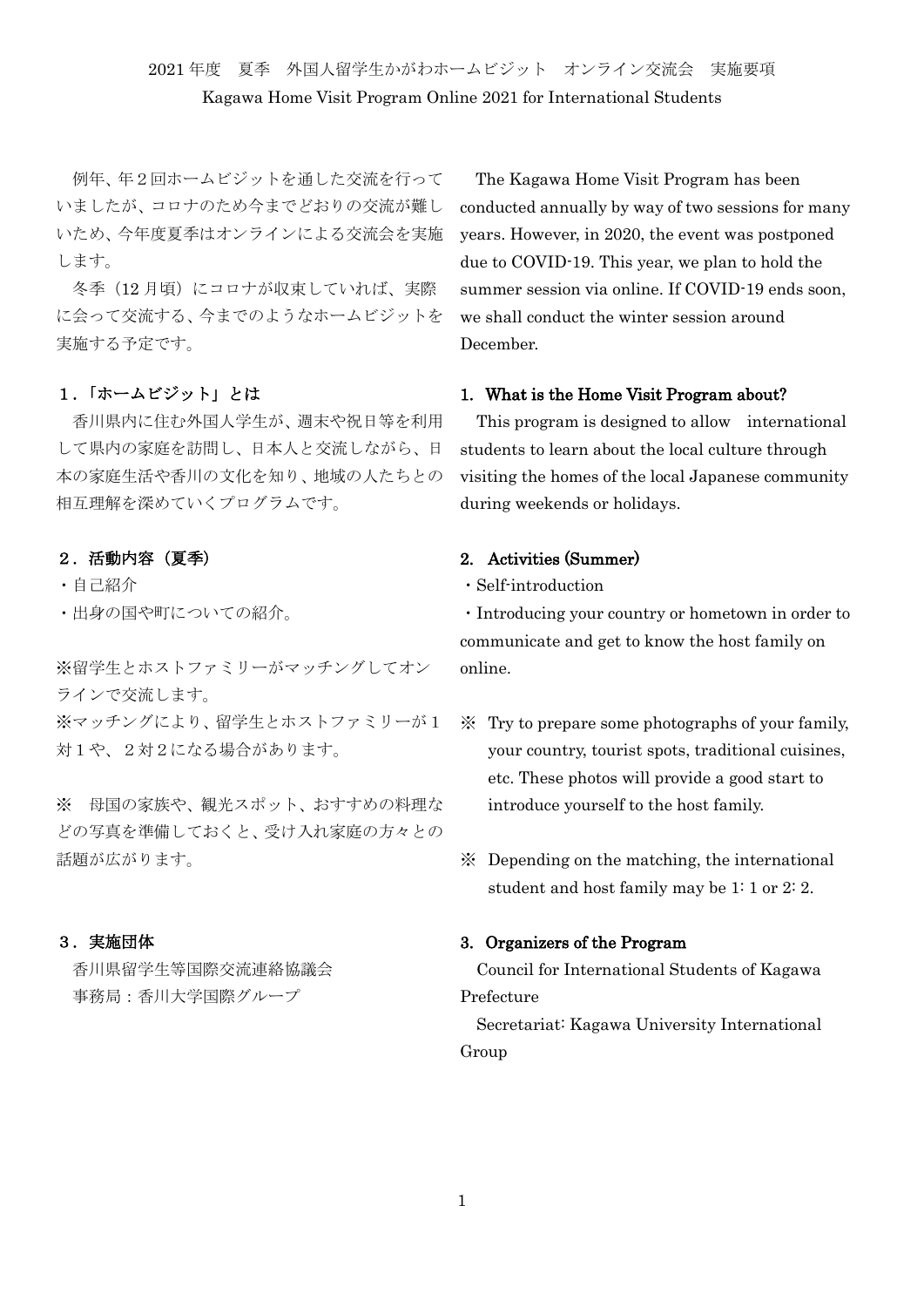# 2021 年度　夏季　外国人留学生かがわホームビジット　オンライン交流会　実施要項

# Kagawa Home Visit Program Online 2021 for International Students

例年、年２回ホームビジットを通した交流を行っていましたが、コロナのため今までどおりの交流が難しいため、今年度夏季はオンラインによる交流会を実施します。

冬季（12 月頃）にコロナが収束していれば、実際に会って交流する、今までのようなホームビジットを実施する予定です。

## １．「ホームビジット」とは

香川県内に住む外国人学生が、週末や祝日等を利用して県内の家庭を訪問し、日本人と交流しながら、日本の家庭生活や香川の文化を知り、地域の人たちとの相互理解を深めていくプログラムです。

## ２．活動内容（夏季）

・自己紹介

・出身の国や町についての紹介。

※留学生とホストファミリーがマッチングしてオンラインで交流します。

※マッチングにより、留学生とホストファミリーが１対１や、２対２になる場合があります。

※　母国の家族や、観光スポット、おすすめの料理などの写真を準備しておくと、受け入れ家庭の方々との話題が広がります。

## ３．実施団体

香川県留学生等国際交流連絡協議会

事務局：香川大学国際グループ

---

The Kagawa Home Visit Program has been conducted annually by way of two sessions for many years. However, in 2020, the event was postponed due to COVID-19. This year, we plan to hold the summer session via online. If COVID-19 ends soon, we shall conduct the winter session around December.

## 1. What is the Home Visit Program about?

This program is designed to allow international students to learn about the local culture through visiting the homes of the local Japanese community during weekends or holidays.

## 2. Activities (Summer)

・Self-introduction

・Introducing your country or hometown in order to communicate and get to know the host family on online.

※ Try to prepare some photographs of your family, your country, tourist spots, traditional cuisines, etc. These photos will provide a good start to introduce yourself to the host family.

※ Depending on the matching, the international student and host family may be 1: 1 or 2: 2.

## 3. Organizers of the Program

Council for International Students of Kagawa Prefecture

Secretariat: Kagawa University International Group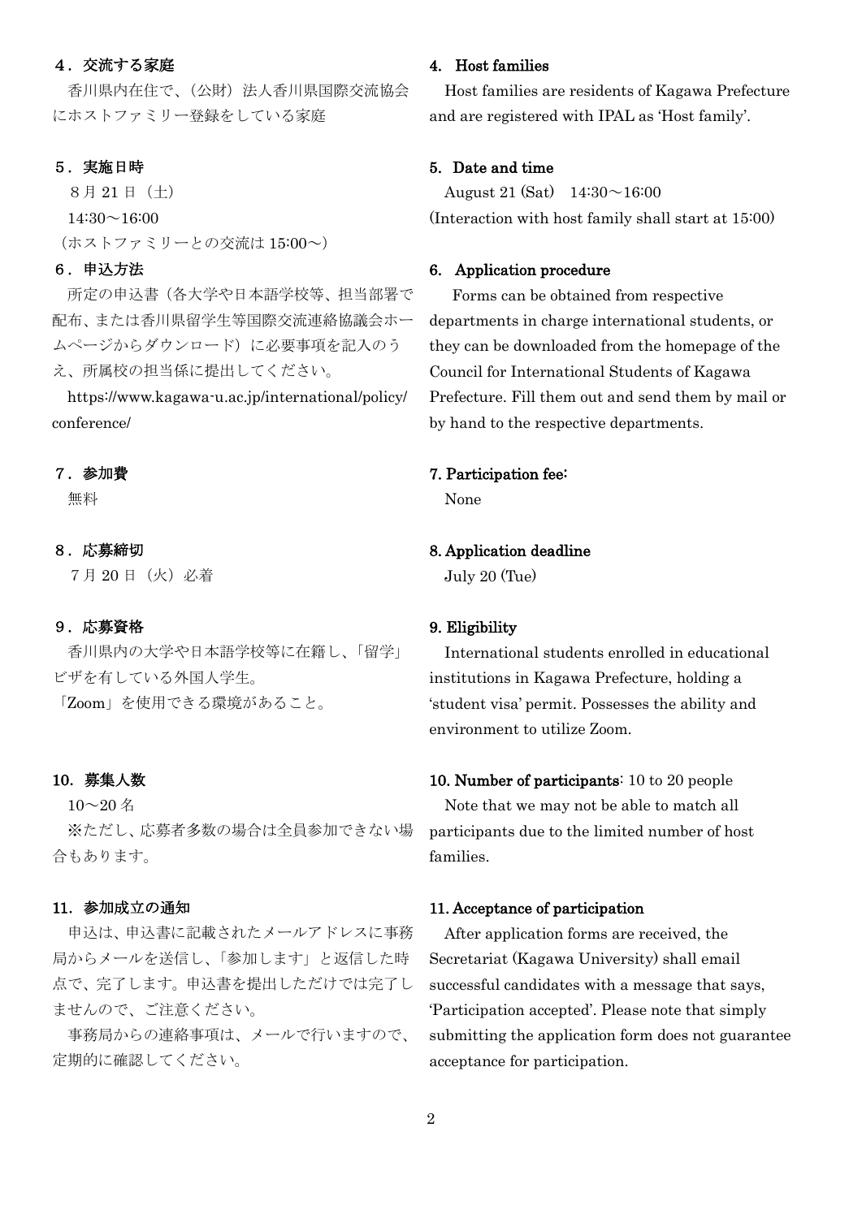### ４．交流する家庭

香川県内在住で、（公財）法人香川県国際交流協会にホストファミリー登録をしている家庭

### ５．実施日時

８月 21 日（土）

14:30～16:00

（ホストファミリーとの交流は 15:00～）

### ６．申込方法

所定の申込書（各大学や日本語学校等、担当部署で配布、または香川県留学生等国際交流連絡協議会ホームページからダウンロード）に必要事項を記入のうえ、所属校の担当係に提出してください。

https://www.kagawa-u.ac.jp/international/policy/conference/

### ７．参加費

無料

### ８．応募締切

７月 20 日（火）必着

### ９．応募資格

香川県内の大学や日本語学校等に在籍し、「留学」ビザを有している外国人学生。

「Zoom」を使用できる環境があること。

### 10．募集人数

10～20 名

※ただし、応募者多数の場合は全員参加できない場合もあります。

### 11．参加成立の通知

申込は、申込書に記載されたメールアドレスに事務局からメールを送信し、「参加します」と返信した時点で、完了します。申込書を提出しただけでは完了しませんので、ご注意ください。

事務局からの連絡事項は、メールで行いますので、定期的に確認してください。

### 4. Host families

Host families are residents of Kagawa Prefecture and are registered with IPAL as 'Host family'.

### 5. Date and time

August 21 (Sat)　14:30～16:00

(Interaction with host family shall start at 15:00)

### 6. Application procedure

Forms can be obtained from respective departments in charge international students, or they can be downloaded from the homepage of the Council for International Students of Kagawa Prefecture. Fill them out and send them by mail or by hand to the respective departments.

### 7. Participation fee:

None

### 8. Application deadline

July 20 (Tue)

### 9. Eligibility

International students enrolled in educational institutions in Kagawa Prefecture, holding a 'student visa' permit. Possesses the ability and environment to utilize Zoom.

### 10. Number of participants: 10 to 20 people

Note that we may not be able to match all participants due to the limited number of host families.

### 11. Acceptance of participation

After application forms are received, the Secretariat (Kagawa University) shall email successful candidates with a message that says, 'Participation accepted'. Please note that simply submitting the application form does not guarantee acceptance for participation.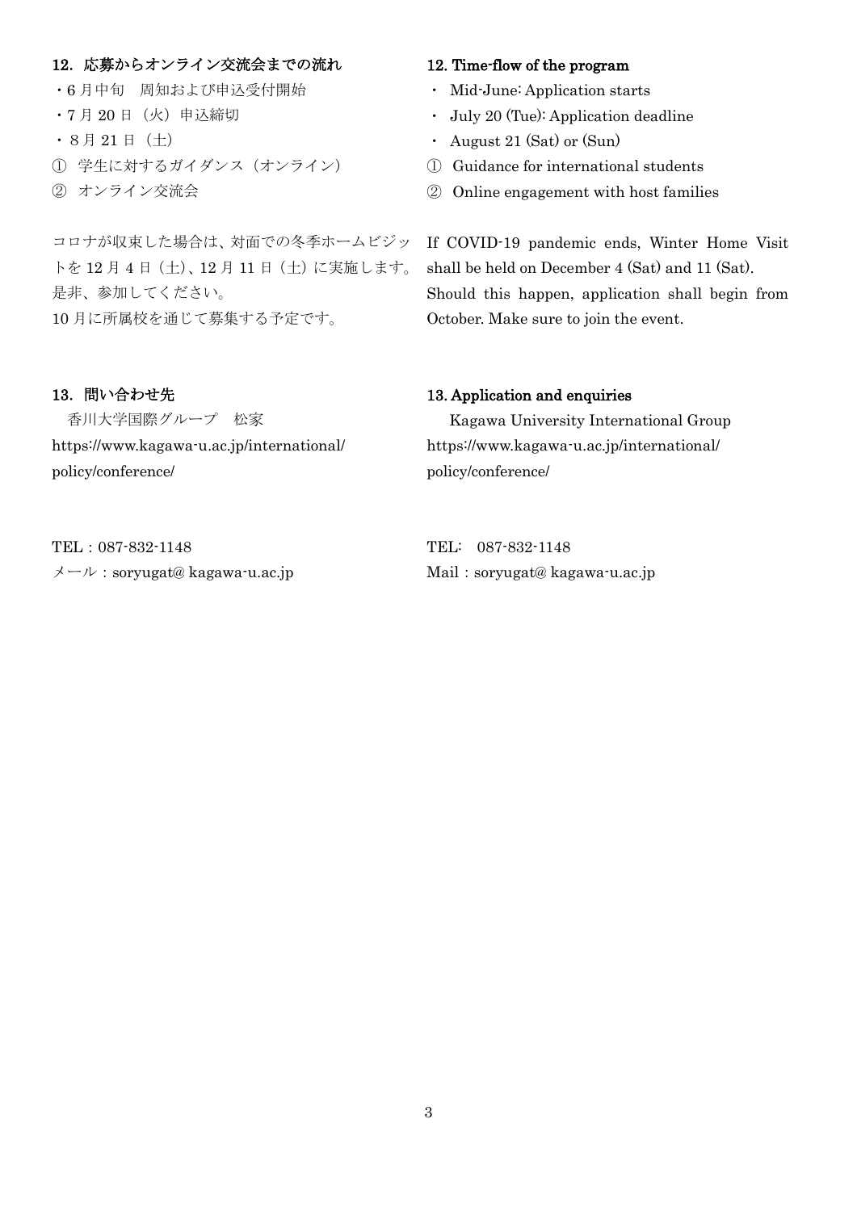### 12. 応募からオンライン交流会までの流れ

- ・6 月中旬　周知および申込受付開始
- ・7 月 20 日（火）申込締切
- ・8 月 21 日（土）

① 学生に対するガイダンス（オンライン）

② オンライン交流会

コロナが収束した場合は、対面での冬季ホームビジットを 12 月 4 日（土）、12 月 11 日（土）に実施します。是非、参加してください。

10 月に所属校を通じて募集する予定です。

### 12. Time-flow of the program

- ・ Mid-June: Application starts
- ・ July 20 (Tue): Application deadline
- ・ August 21 (Sat) or (Sun)

① Guidance for international students

② Online engagement with host families

If COVID-19 pandemic ends, Winter Home Visit shall be held on December 4 (Sat) and 11 (Sat).

Should this happen, application shall begin from October. Make sure to join the event.

### 13. 問い合わせ先

香川大学国際グループ　松家

https://www.kagawa-u.ac.jp/international/policy/conference/

TEL：087-832-1148

メール：soryugat@ kagawa-u.ac.jp

### 13. Application and enquiries

Kagawa University International Group

https://www.kagawa-u.ac.jp/international/policy/conference/

TEL:　087-832-1148

Mail：soryugat@ kagawa-u.ac.jp